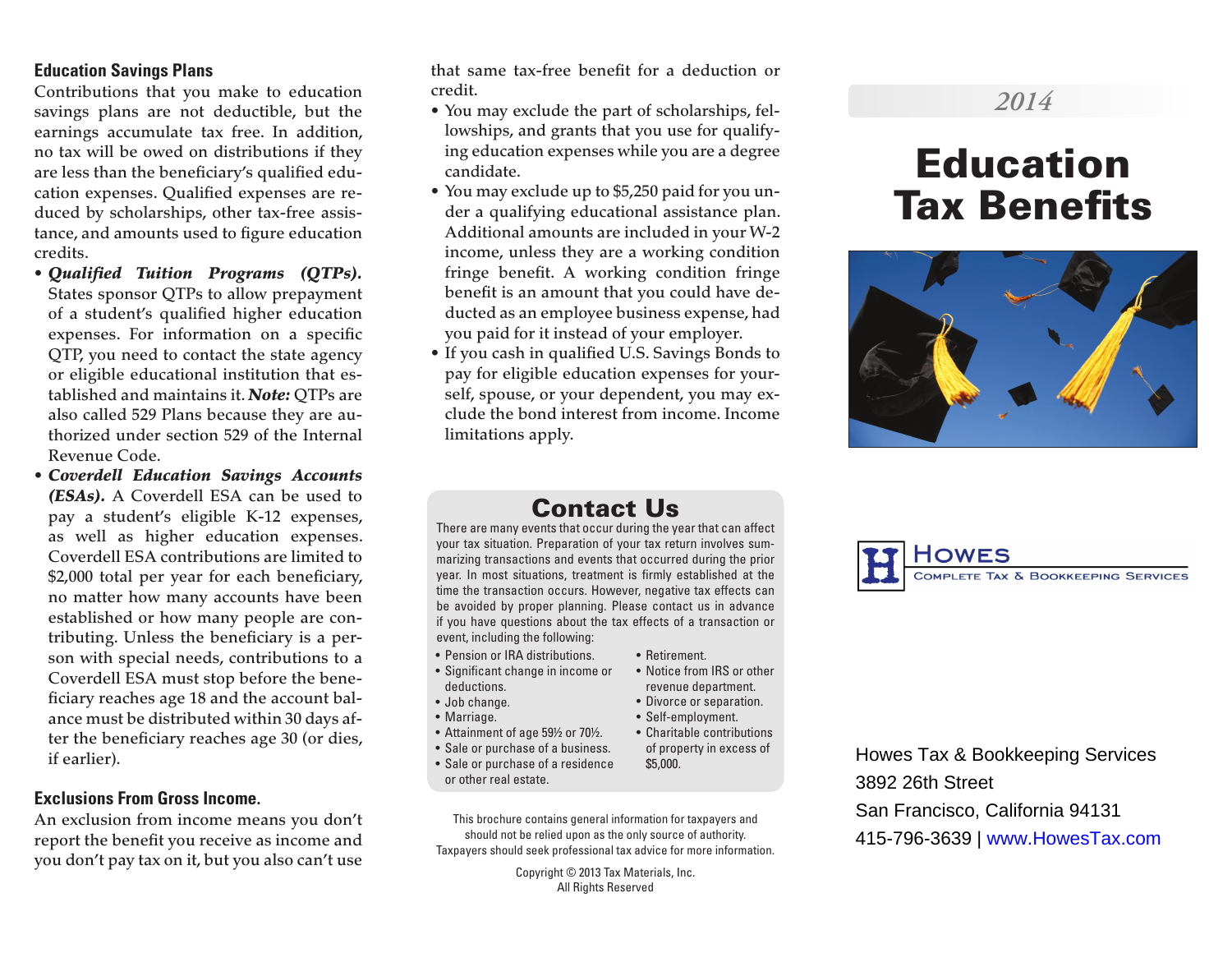## Education Savings Plans

Contributions that you make to education savings plans are not deductible, but the earnings accumulate tax free. In addition, no tax will be owed on distributions if they are less than the beneficiary's qualified education expenses. Qualified expenses are reduced by scholarships, other tax-free assistance, and amounts used to figure education credits.

- ***Qualified Tuition Programs (QTPs).*** States sponsor QTPs to allow prepayment of a student's qualified higher education expenses. For information on a specific QTP, you need to contact the state agency or eligible educational institution that established and maintains it. ***Note:*** QTPs are also called 529 Plans because they are authorized under section 529 of the Internal Revenue Code.
- ***Coverdell Education Savings Accounts (ESAs).*** A Coverdell ESA can be used to pay a student's eligible K-12 expenses, as well as higher education expenses. Coverdell ESA contributions are limited to $2,000 total per year for each beneficiary, no matter how many accounts have been established or how many people are contributing. Unless the beneficiary is a person with special needs, contributions to a Coverdell ESA must stop before the beneficiary reaches age 18 and the account balance must be distributed within 30 days after the beneficiary reaches age 30 (or dies, if earlier).

## Exclusions From Gross Income.

An exclusion from income means you don't report the benefit you receive as income and you don't pay tax on it, but you also can't use that same tax-free benefit for a deduction or credit.

- You may exclude the part of scholarships, fellowships, and grants that you use for qualifying education expenses while you are a degree candidate.
- You may exclude up to $5,250 paid for you under a qualifying educational assistance plan. Additional amounts are included in your W-2 income, unless they are a working condition fringe benefit. A working condition fringe benefit is an amount that you could have deducted as an employee business expense, had you paid for it instead of your employer.
- If you cash in qualified U.S. Savings Bonds to pay for eligible education expenses for yourself, spouse, or your dependent, you may exclude the bond interest from income. Income limitations apply.

## Contact Us

There are many events that occur during the year that can affect your tax situation. Preparation of your tax return involves summarizing transactions and events that occurred during the prior year. In most situations, treatment is firmly established at the time the transaction occurs. However, negative tax effects can be avoided by proper planning. Please contact us in advance if you have questions about the tax effects of a transaction or event, including the following:

- Pension or IRA distributions.
- Significant change in income or deductions.
- Job change.
- Marriage.
- Attainment of age 59½ or 70½.
- Sale or purchase of a business.
- Sale or purchase of a residence or other real estate.
- Retirement.
- Notice from IRS or other revenue department.
- Divorce or separation.
- Self-employment.
- Charitable contributions of property in excess of $5,000.

This brochure contains general information for taxpayers and should not be relied upon as the only source of authority. Taxpayers should seek professional tax advice for more information.

Copyright © 2013 Tax Materials, Inc.
All Rights Reserved

*2014*

# Education Tax Benefits

**Howes**
Complete Tax & Bookkeeping Services

Howes Tax & Bookkeeping Services
3892 26th Street
San Francisco, California 94131
415-796-3639 | www.HowesTax.com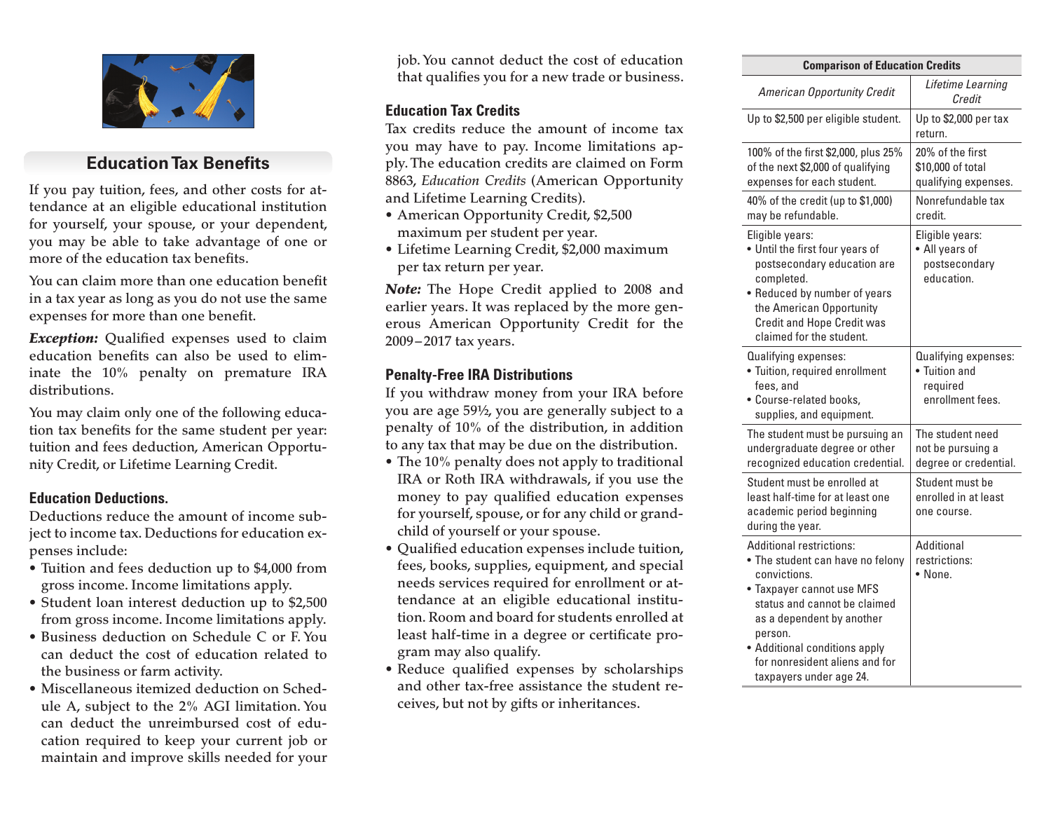## Education Tax Benefits

If you pay tuition, fees, and other costs for attendance at an eligible educational institution for yourself, your spouse, or your dependent, you may be able to take advantage of one or more of the education tax benefits.

You can claim more than one education benefit in a tax year as long as you do not use the same expenses for more than one benefit.

***Exception:*** Qualified expenses used to claim education benefits can also be used to eliminate the 10% penalty on premature IRA distributions.

You may claim only one of the following education tax benefits for the same student per year: tuition and fees deduction, American Opportunity Credit, or Lifetime Learning Credit.

### Education Deductions.

Deductions reduce the amount of income subject to income tax. Deductions for education expenses include:

- Tuition and fees deduction up to $4,000 from gross income. Income limitations apply.
- Student loan interest deduction up to $2,500 from gross income. Income limitations apply.
- Business deduction on Schedule C or F. You can deduct the cost of education related to the business or farm activity.
- Miscellaneous itemized deduction on Schedule A, subject to the 2% AGI limitation. You can deduct the unreimbursed cost of education required to keep your current job or maintain and improve skills needed for your job. You cannot deduct the cost of education that qualifies you for a new trade or business.

### Education Tax Credits

Tax credits reduce the amount of income tax you may have to pay. Income limitations apply. The education credits are claimed on Form 8863, *Education Credits* (American Opportunity and Lifetime Learning Credits).

- American Opportunity Credit, $2,500 maximum per student per year.
- Lifetime Learning Credit, $2,000 maximum per tax return per year.

***Note:*** The Hope Credit applied to 2008 and earlier years. It was replaced by the more generous American Opportunity Credit for the 2009–2017 tax years.

### Penalty-Free IRA Distributions

If you withdraw money from your IRA before you are age 59½, you are generally subject to a penalty of 10% of the distribution, in addition to any tax that may be due on the distribution.

- The 10% penalty does not apply to traditional IRA or Roth IRA withdrawals, if you use the money to pay qualified education expenses for yourself, spouse, or for any child or grandchild of yourself or your spouse.
- Qualified education expenses include tuition, fees, books, supplies, equipment, and special needs services required for enrollment or attendance at an eligible educational institution. Room and board for students enrolled at least half-time in a degree or certificate program may also qualify.
- Reduce qualified expenses by scholarships and other tax-free assistance the student receives, but not by gifts or inheritances.

**Comparison of Education Credits**

| *American Opportunity Credit* | *Lifetime Learning Credit* |
|---|---|
| Up to $2,500 per eligible student. | Up to $2,000 per tax return. |
| 100% of the first $2,000, plus 25% of the next $2,000 of qualifying expenses for each student. | 20% of the first $10,000 of total qualifying expenses. |
| 40% of the credit (up to $1,000) may be refundable. | Nonrefundable tax credit. |
| Eligible years:<br>• Until the first four years of postsecondary education are completed.<br>• Reduced by number of years the American Opportunity Credit and Hope Credit was claimed for the student. | Eligible years:<br>• All years of postsecondary education. |
| Qualifying expenses:<br>• Tuition, required enrollment fees, and<br>• Course-related books, supplies, and equipment. | Qualifying expenses:<br>• Tuition and required enrollment fees. |
| The student must be pursuing an undergraduate degree or other recognized education credential. | The student need not be pursuing a degree or credential. |
| Student must be enrolled at least half-time for at least one academic period beginning during the year. | Student must be enrolled in at least one course. |
| Additional restrictions:<br>• The student can have no felony convictions.<br>• Taxpayer cannot use MFS status and cannot be claimed as a dependent by another person.<br>• Additional conditions apply for nonresident aliens and for taxpayers under age 24. | Additional restrictions:<br>• None. |